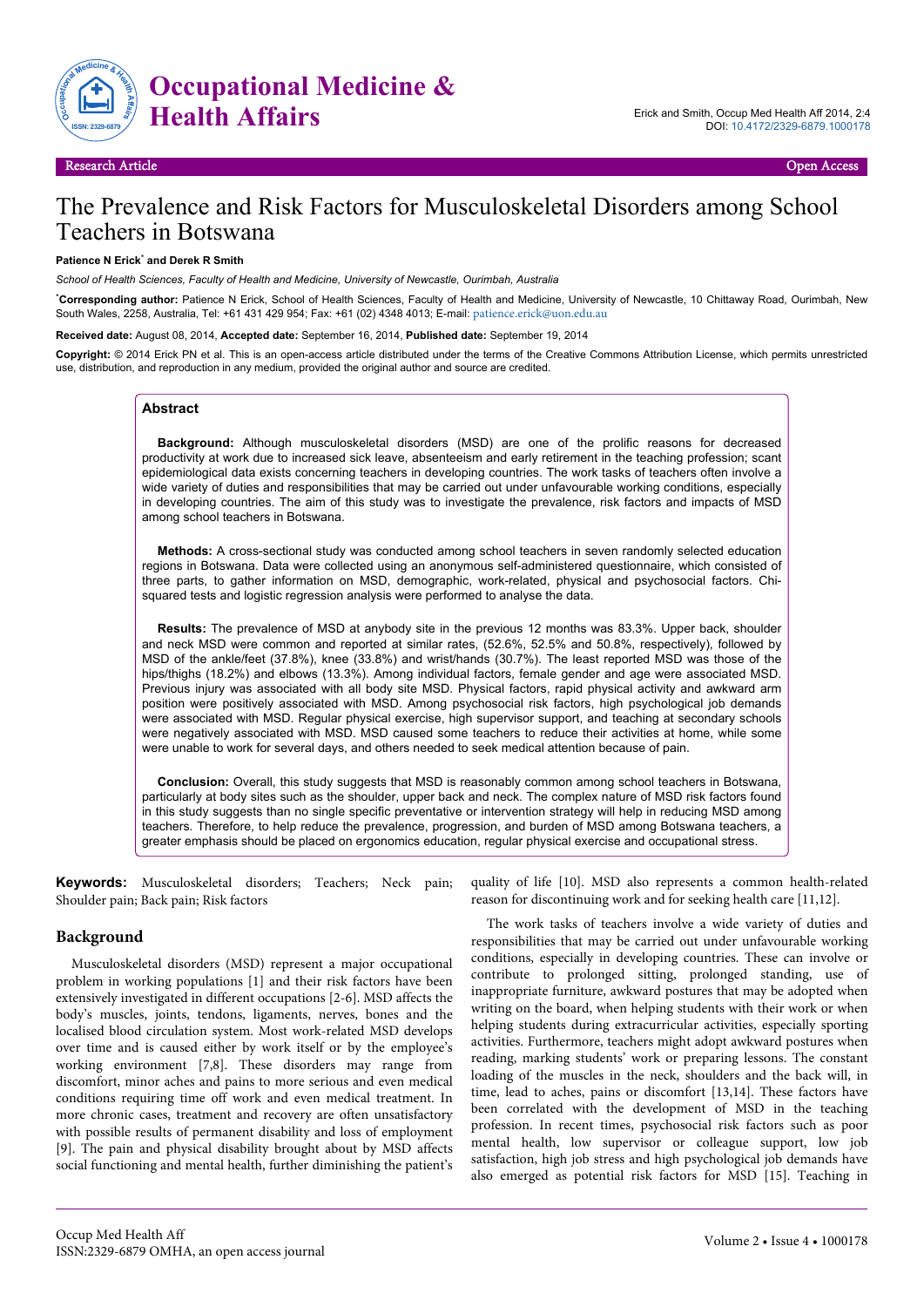# The Prevalence and Risk Factors for Musculoskeletal Disorders among School Teachers in Botswana

**Patience N Erick[*] and Derek R Smith**

*School of Health Sciences, Faculty of Health and Medicine, University of Newcastle, Ourimbah, Australia*

[*]**Corresponding author:** Patience N Erick, School of Health Sciences, Faculty of Health and Medicine, University of Newcastle, 10 Chittaway Road, Ourimbah, New South Wales, 2258, Australia, Tel: +61 431 429 954; Fax: +61 (02) 4348 4013; E-mail: patience.erick@uon.edu.au

**Received date:** August 08, 2014, **Accepted date:** September 16, 2014, **Published date:** September 19, 2014

**Copyright:** © 2014 Erick PN et al. This is an open-access article distributed under the terms of the Creative Commons Attribution License, which permits unrestricted use, distribution, and reproduction in any medium, provided the original author and source are credited.

## Abstract

**Background:** Although musculoskeletal disorders (MSD) are one of the prolific reasons for decreased productivity at work due to increased sick leave, absenteeism and early retirement in the teaching profession; scant epidemiological data exists concerning teachers in developing countries. The work tasks of teachers often involve a wide variety of duties and responsibilities that may be carried out under unfavourable working conditions, especially in developing countries. The aim of this study was to investigate the prevalence, risk factors and impacts of MSD among school teachers in Botswana.

**Methods:** A cross-sectional study was conducted among school teachers in seven randomly selected education regions in Botswana. Data were collected using an anonymous self-administered questionnaire, which consisted of three parts, to gather information on MSD, demographic, work-related, physical and psychosocial factors. Chi-squared tests and logistic regression analysis were performed to analyse the data.

**Results:** The prevalence of MSD at anybody site in the previous 12 months was 83.3%. Upper back, shoulder and neck MSD were common and reported at similar rates, (52.6%, 52.5% and 50.8%, respectively), followed by MSD of the ankle/feet (37.8%), knee (33.8%) and wrist/hands (30.7%). The least reported MSD was those of the hips/thighs (18.2%) and elbows (13.3%). Among individual factors, female gender and age were associated MSD. Previous injury was associated with all body site MSD. Physical factors, rapid physical activity and awkward arm position were positively associated with MSD. Among psychosocial risk factors, high psychological job demands were associated with MSD. Regular physical exercise, high supervisor support, and teaching at secondary schools were negatively associated with MSD. MSD caused some teachers to reduce their activities at home, while some were unable to work for several days, and others were forced to seek medical attention because of pain.

**Conclusion:** Overall, this study suggests that MSD is reasonably common among school teachers in Botswana, particularly at body sites such as the shoulder, upper back and neck. The complex nature of MSD risk factors found in this study suggests than no single specific preventative or intervention strategy will help in reducing MSD among teachers. Therefore, to help reduce the prevalence, progression, and burden of MSD among Botswana teachers, a greater emphasis should be placed on ergonomics education, regular physical exercise and occupational stress.

**Keywords:** Musculoskeletal disorders; Teachers; Neck pain; Shoulder pain; Back pain; Risk factors

## Background

Musculoskeletal disorders (MSD) represent a major occupational problem in working populations [1] and their risk factors have been extensively investigated in different occupations [2-6]. MSD affects the body's muscles, joints, tendons, ligaments, nerves, bones and the localised blood circulation system. Most work-related MSD develops over time and is caused either by work itself or by the employee's working environment [7,8]. These disorders may range from discomfort, minor aches and pains to more serious and even medical conditions requiring time off work and even medical treatment. In more chronic cases, treatment and recovery are often unsatisfactory with possible results of permanent disability and loss of employment [9]. The pain and physical disability brought about by MSD affects social functioning and mental health, further diminishing the patient's quality of life [10]. MSD also represents a common health-related reason for discontinuing work and for seeking health care [11,12].

The work tasks of teachers involve a wide variety of duties and responsibilities that may be carried out under unfavourable working conditions, especially in developing countries. These can involve or contribute to prolonged sitting, prolonged standing, use of inappropriate furniture, awkward postures that may be adopted when writing on the board, when helping students with their work or when helping students during extracurricular activities, especially sporting activities. Furthermore, teachers might adopt awkward postures when reading, marking students' work or preparing lessons. The constant loading of the muscles in the neck, shoulders and the back will, in time, lead to aches, pains or discomfort [13,14]. These factors have been correlated with the development of MSD in the teaching profession. In recent times, psychosocial risk factors such as poor mental health, low supervisor or colleague support, low job satisfaction, high job stress and high psychological job demands have also emerged as potential risk factors for MSD [15]. Teaching in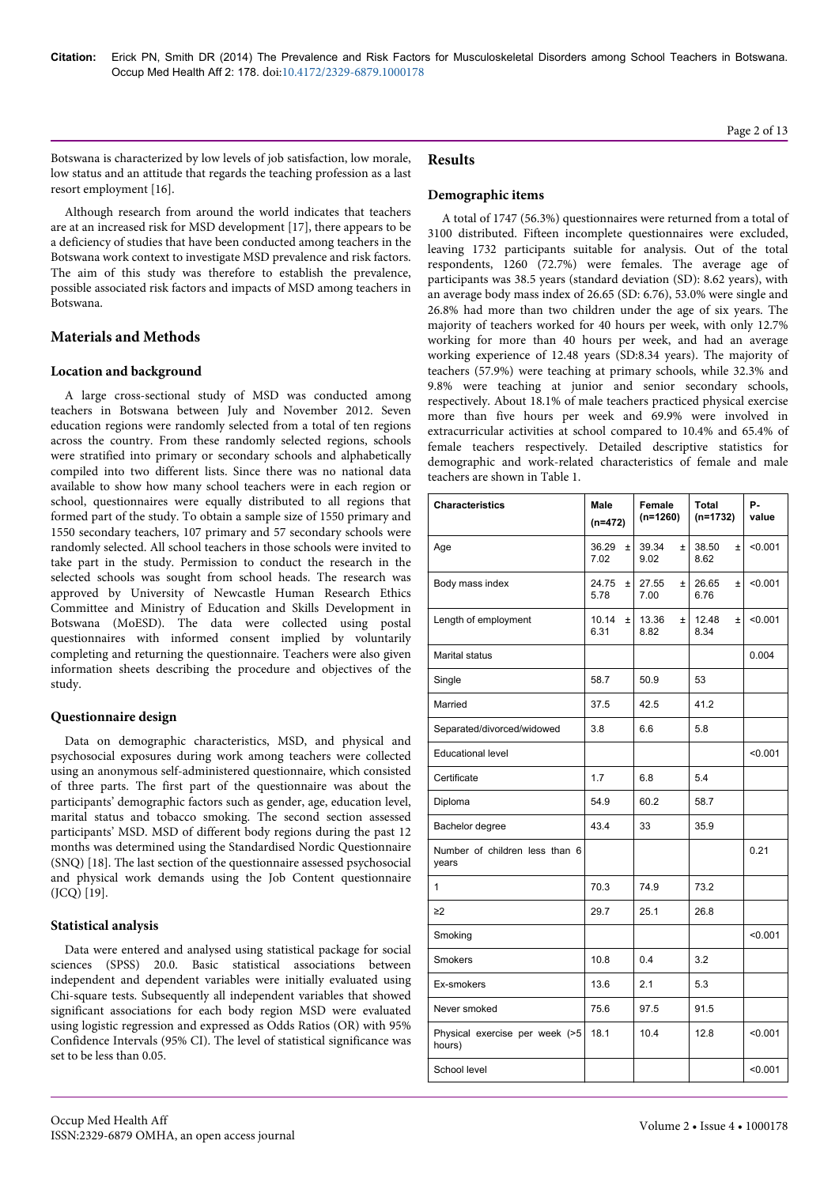Botswana is characterized by low levels of job satisfaction, low morale, low status and an attitude that regards the teaching profession as a last resort employment [16].

Although research from around the world indicates that teachers are at an increased risk for MSD development [17], there appears to be a deficiency of studies that have been conducted among teachers in the Botswana work context to investigate MSD prevalence and risk factors. The aim of this study was therefore to establish the prevalence, possible associated risk factors and impacts of MSD among teachers in Botswana.

## Materials and Methods

### Location and background

A large cross-sectional study of MSD was conducted among teachers in Botswana between July and November 2012. Seven education regions were randomly selected from a total of ten regions across the country. From these randomly selected regions, schools were stratified into primary or secondary schools and alphabetically compiled into two different lists. Since there was no national data available to show how many school teachers were in each region or school, questionnaires were equally distributed to all regions that formed part of the study. To obtain a sample size of 1550 primary and 1550 secondary teachers, 107 primary and 57 secondary schools were randomly selected. All school teachers in those schools were invited to take part in the study. Permission to conduct the research in the selected schools was sought from school heads. The research was approved by University of Newcastle Human Research Ethics Committee and Ministry of Education and Skills Development in Botswana (MoESD). The data were collected using postal questionnaires with informed consent implied by voluntarily completing and returning the questionnaire. Teachers were also given information sheets describing the procedure and objectives of the study.

### Questionnaire design

Data on demographic characteristics, MSD, and physical and psychosocial exposures during work among teachers were collected using an anonymous self-administered questionnaire, which consisted of three parts. The first part of the questionnaire was about the participants' demographic factors such as gender, age, education level, marital status and tobacco smoking. The second section assessed participants' MSD. MSD of different body regions during the past 12 months was determined using the Standardised Nordic Questionnaire (SNQ) [18]. The last section of the questionnaire assessed psychosocial and physical work demands using the Job Content questionnaire (JCQ) [19].

### Statistical analysis

Data were entered and analysed using statistical package for social sciences (SPSS) 20.0. Basic statistical associations between independent and dependent variables were initially evaluated using Chi-square tests. Subsequently all independent variables that showed significant associations for each body region MSD were evaluated using logistic regression and expressed as Odds Ratios (OR) with 95% Confidence Intervals (95% CI). The level of statistical significance was set to be less than 0.05.

## Results

### Demographic items

A total of 1747 (56.3%) questionnaires were returned from a total of 3100 distributed. Fifteen incomplete questionnaires were excluded, leaving 1732 participants suitable for analysis. Out of the total respondents, 1260 (72.7%) were females. The average age of participants was 38.5 years (standard deviation (SD): 8.62 years), with an average body mass index of 26.65 (SD: 6.76), 53.0% were single and 26.8% had more than two children under the age of six years. The majority of teachers worked for 40 hours per week, with only 12.7% working for more than 40 hours per week, and had an average working experience of 12.48 years (SD:8.34 years). The majority of teachers (57.9%) were teaching at primary schools, while 32.3% and 9.8% were teaching at junior and senior secondary schools, respectively. About 18.1% of male teachers practiced physical exercise more than five hours per week and 69.9% were involved in extracurricular activities at school compared to 10.4% and 65.4% of female teachers respectively. Detailed descriptive statistics for demographic and work-related characteristics of female and male teachers are shown in Table 1.

| Characteristics | Male (n=472) | Female (n=1260) | Total (n=1732) | P-value |
|---|---|---|---|---|
| Age | 36.29 ± 7.02 | 39.34 ± 9.02 | 38.50 ± 8.62 | <0.001 |
| Body mass index | 24.75 ± 5.78 | 27.55 ± 7.00 | 26.65 ± 6.76 | <0.001 |
| Length of employment | 10.14 ± 6.31 | 13.36 ± 8.82 | 12.48 ± 8.34 | <0.001 |
| Marital status | | | | 0.004 |
| Single | 58.7 | 50.9 | 53 | |
| Married | 37.5 | 42.5 | 41.2 | |
| Separated/divorced/widowed | 3.8 | 6.6 | 5.8 | |
| Educational level | | | | <0.001 |
| Certificate | 1.7 | 6.8 | 5.4 | |
| Diploma | 54.9 | 60.2 | 58.7 | |
| Bachelor degree | 43.4 | 33 | 35.9 | |
| Number of children less than 6 years | | | | 0.21 |
| 1 | 70.3 | 74.9 | 73.2 | |
| ≥2 | 29.7 | 25.1 | 26.8 | |
| Smoking | | | | <0.001 |
| Smokers | 10.8 | 0.4 | 3.2 | |
| Ex-smokers | 13.6 | 2.1 | 5.3 | |
| Never smoked | 75.6 | 97.5 | 91.5 | |
| Physical exercise per week (>5 hours) | 18.1 | 10.4 | 12.8 | <0.001 |
| School level | | | | <0.001 |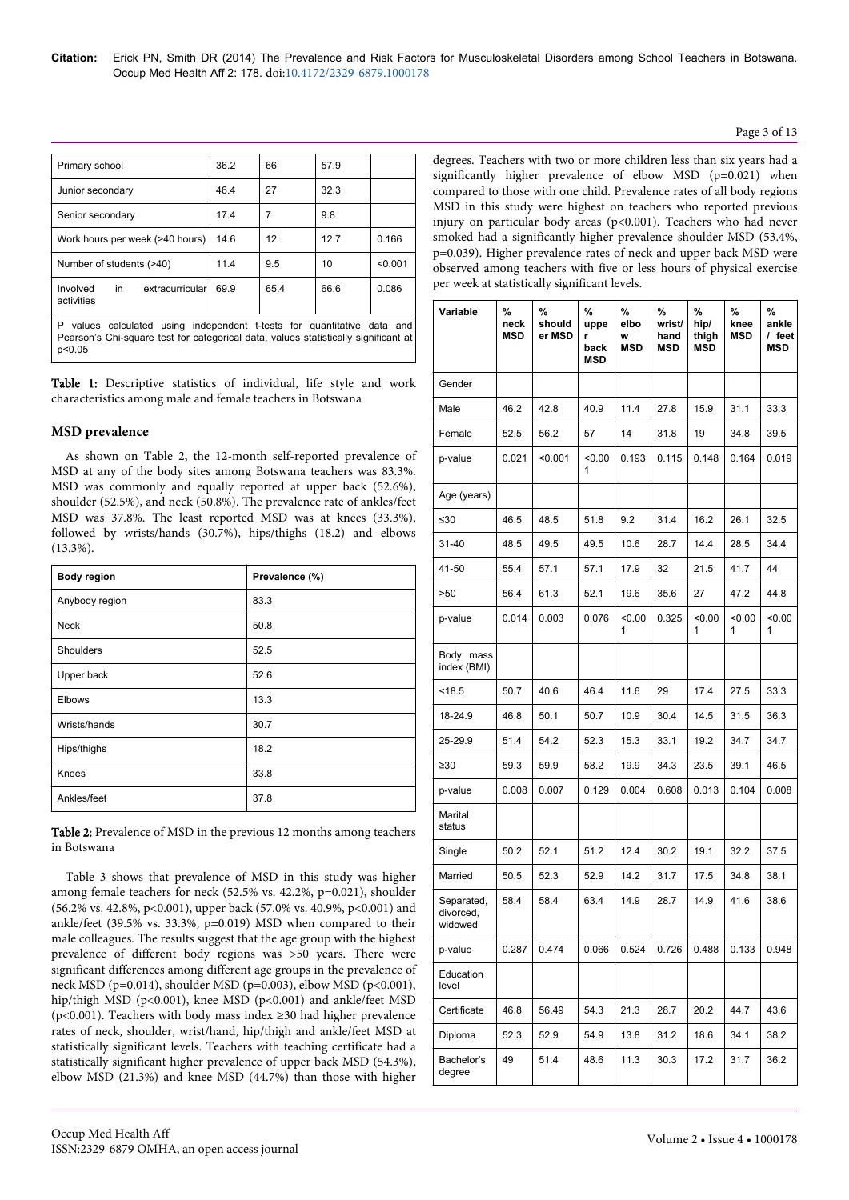| Primary school | 36.2 | 66 | 57.9 | |
|---|---|---|---|---|
| Junior secondary | 46.4 | 27 | 32.3 | |
| Senior secondary | 17.4 | 7 | 9.8 | |
| Work hours per week (>40 hours) | 14.6 | 12 | 12.7 | 0.166 |
| Number of students (>40) | 11.4 | 9.5 | 10 | <0.001 |
| Involved in extracurricular activities | 69.9 | 65.4 | 66.6 | 0.086 |

P values calculated using independent t-tests for quantitative data and Pearson's Chi-square test for categorical data, values statistically significant at p<0.05

**Table 1:** Descriptive statistics of individual, life style and work characteristics among male and female teachers in Botswana

## MSD prevalence

As shown on Table 2, the 12-month self-reported prevalence of MSD at any of the body sites among Botswana teachers was 83.3%. MSD was commonly and equally reported at upper back (52.6%), shoulder (52.5%), and neck (50.8%). The prevalence rate of ankles/feet MSD was 37.8%. The least reported MSD was at knees (33.3%), followed by wrists/hands (30.7%), hips/thighs (18.2) and elbows (13.3%).

| Body region | Prevalence (%) |
|---|---|
| Anybody region | 83.3 |
| Neck | 50.8 |
| Shoulders | 52.5 |
| Upper back | 52.6 |
| Elbows | 13.3 |
| Wrists/hands | 30.7 |
| Hips/thighs | 18.2 |
| Knees | 33.8 |
| Ankles/feet | 37.8 |

**Table 2:** Prevalence of MSD in the previous 12 months among teachers in Botswana

Table 3 shows that prevalence of MSD in this study was higher among female teachers for neck (52.5% vs. 42.2%, p=0.021), shoulder (56.2% vs. 42.8%, p<0.001), upper back (57.0% vs. 40.9%, p<0.001) and ankle/feet (39.5% vs. 33.3%, p=0.019) MSD when compared to their male colleagues. The results suggest that the age group with the highest prevalence of different body regions was >50 years. There were significant differences among different age groups in the prevalence of neck MSD (p=0.014), shoulder MSD (p=0.003), elbow MSD (p<0.001), hip/thigh MSD (p<0.001), knee MSD (p<0.001) and ankle/feet MSD (p<0.001). Teachers with body mass index ≥30 had higher prevalence rates of neck, shoulder, wrist/hand, hip/thigh and ankle/feet MSD at statistically significant levels. Teachers with teaching certificate had a statistically significant higher prevalence of upper back MSD (54.3%), elbow MSD (21.3%) and knee MSD (44.7%) than those with higher degrees. Teachers with two or more children less than six years had a significantly higher prevalence of elbow MSD (p=0.021) when compared to those with one child. Prevalence rates of all body regions MSD in this study were highest on teachers who reported previous injury on particular body areas (p<0.001). Teachers who had never smoked had a significantly higher prevalence shoulder MSD (53.4%, p=0.039). Higher prevalence rates of neck and upper back MSD were observed among teachers with five or less hours of physical exercise per week at statistically significant levels.

| Variable | % neck MSD | % shoulder MSD | % upper back MSD | % elbow MSD | % wrist/hand MSD | % hip/thigh MSD | % knee MSD | % ankle / feet MSD |
|---|---|---|---|---|---|---|---|---|
| Gender | | | | | | | | |
| Male | 46.2 | 42.8 | 40.9 | 11.4 | 27.8 | 15.9 | 31.1 | 33.3 |
| Female | 52.5 | 56.2 | 57 | 14 | 31.8 | 19 | 34.8 | 39.5 |
| p-value | 0.021 | <0.001 | <0.001 | 0.193 | 0.115 | 0.148 | 0.164 | 0.019 |
| Age (years) | | | | | | | | |
| ≤30 | 46.5 | 48.5 | 51.8 | 9.2 | 31.4 | 16.2 | 26.1 | 32.5 |
| 31-40 | 48.5 | 49.5 | 49.5 | 10.6 | 28.7 | 14.4 | 28.5 | 34.4 |
| 41-50 | 55.4 | 57.1 | 57.1 | 17.9 | 32 | 21.5 | 41.7 | 44 |
| >50 | 56.4 | 61.3 | 52.1 | 19.6 | 35.6 | 27 | 47.2 | 44.8 |
| p-value | 0.014 | 0.003 | 0.076 | <0.001 | 0.325 | <0.001 | <0.001 | <0.001 |
| Body mass index (BMI) | | | | | | | | |
| <18.5 | 50.7 | 40.6 | 46.4 | 11.6 | 29 | 17.4 | 27.5 | 33.3 |
| 18-24.9 | 46.8 | 50.1 | 50.7 | 10.9 | 30.4 | 14.5 | 31.5 | 36.3 |
| 25-29.9 | 51.4 | 54.2 | 52.3 | 15.3 | 33.1 | 19.2 | 34.7 | 34.7 |
| ≥30 | 59.3 | 59.9 | 58.2 | 19.9 | 34.3 | 23.5 | 39.1 | 46.5 |
| p-value | 0.008 | 0.007 | 0.129 | 0.004 | 0.608 | 0.013 | 0.104 | 0.008 |
| Marital status | | | | | | | | |
| Single | 50.2 | 52.1 | 51.2 | 12.4 | 30.2 | 19.1 | 32.2 | 37.5 |
| Married | 50.5 | 52.3 | 52.9 | 14.2 | 31.7 | 17.5 | 34.8 | 38.1 |
| Separated, divorced, widowed | 58.4 | 58.4 | 63.4 | 14.9 | 28.7 | 14.9 | 41.6 | 38.6 |
| p-value | 0.287 | 0.474 | 0.066 | 0.524 | 0.726 | 0.488 | 0.133 | 0.948 |
| Education level | | | | | | | | |
| Certificate | 46.8 | 56.49 | 54.3 | 21.3 | 28.7 | 20.2 | 44.7 | 43.6 |
| Diploma | 52.3 | 52.9 | 54.9 | 13.8 | 31.2 | 18.6 | 34.1 | 38.2 |
| Bachelor's degree | 49 | 51.4 | 48.6 | 11.3 | 30.3 | 17.2 | 31.7 | 36.2 |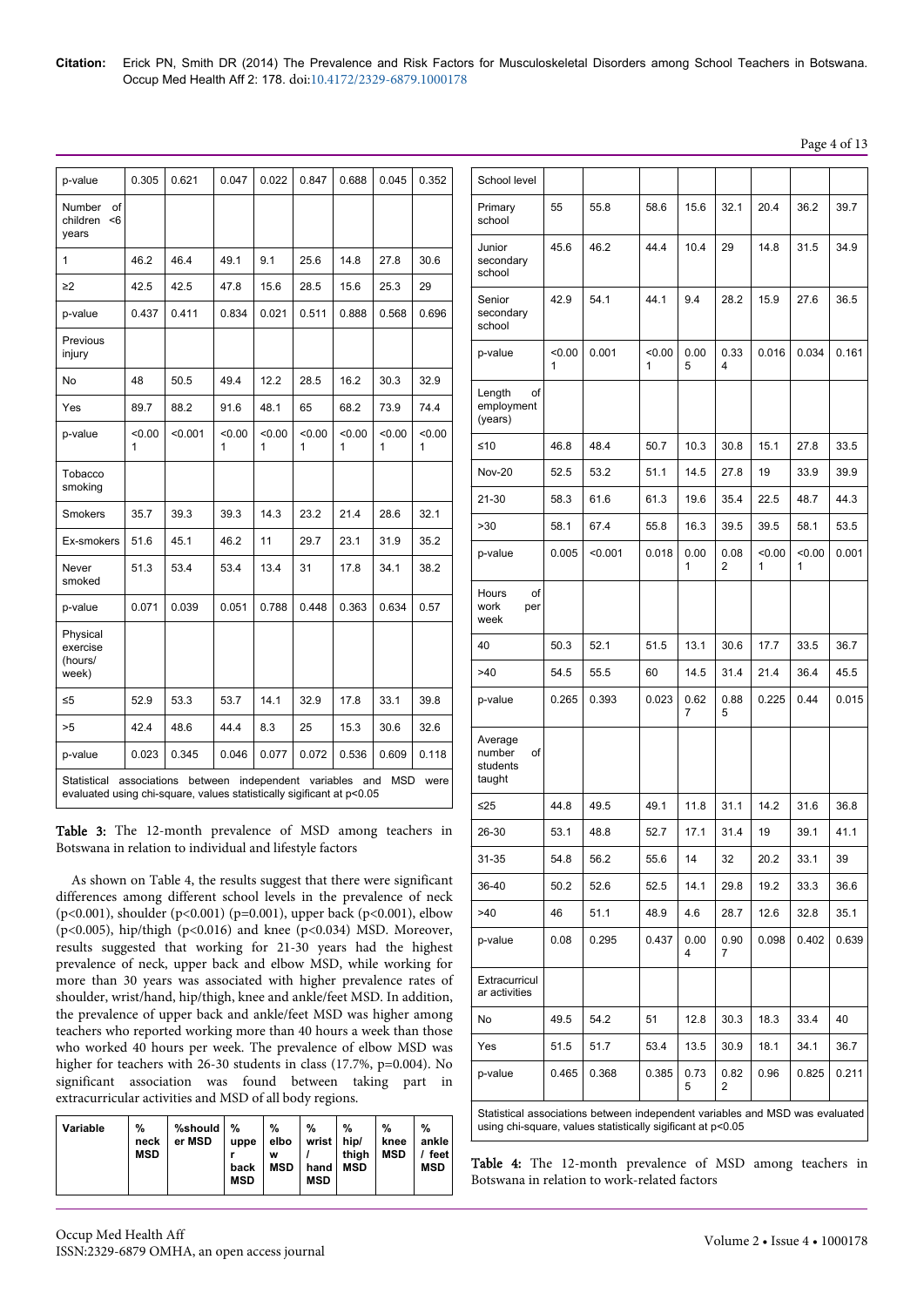| p-value | 0.305 | 0.621 | 0.047 | 0.022 | 0.847 | 0.688 | 0.045 | 0.352 |
|---|---|---|---|---|---|---|---|---|
| Number of children <6 years | | | | | | | | |
| 1 | 46.2 | 46.4 | 49.1 | 9.1 | 25.6 | 14.8 | 27.8 | 30.6 |
| ≥2 | 42.5 | 42.5 | 47.8 | 15.6 | 28.5 | 15.6 | 25.3 | 29 |
| p-value | 0.437 | 0.411 | 0.834 | 0.021 | 0.511 | 0.888 | 0.568 | 0.696 |
| Previous injury | | | | | | | | |
| No | 48 | 50.5 | 49.4 | 12.2 | 28.5 | 16.2 | 30.3 | 32.9 |
| Yes | 89.7 | 88.2 | 91.6 | 48.1 | 65 | 68.2 | 73.9 | 74.4 |
| p-value | <0.001 | <0.001 | <0.001 | <0.001 | <0.001 | <0.001 | <0.001 | <0.001 |
| Tobacco smoking | | | | | | | | |
| Smokers | 35.7 | 39.3 | 39.3 | 14.3 | 23.2 | 21.4 | 28.6 | 32.1 |
| Ex-smokers | 51.6 | 45.1 | 46.2 | 11 | 29.7 | 23.1 | 31.9 | 35.2 |
| Never smoked | 51.3 | 53.4 | 53.4 | 13.4 | 31 | 17.8 | 34.1 | 38.2 |
| p-value | 0.071 | 0.039 | 0.051 | 0.788 | 0.448 | 0.363 | 0.634 | 0.57 |
| Physical exercise (hours/ week) | | | | | | | | |
| ≤5 | 52.9 | 53.3 | 53.7 | 14.1 | 32.9 | 17.8 | 33.1 | 39.8 |
| >5 | 42.4 | 48.6 | 44.4 | 8.3 | 25 | 15.3 | 30.6 | 32.6 |
| p-value | 0.023 | 0.345 | 0.046 | 0.077 | 0.072 | 0.536 | 0.609 | 0.118 |

Statistical associations between independent variables and MSD were evaluated using chi-square, values statistically sigificant at p<0.05

**Table 3:** The 12-month prevalence of MSD among teachers in Botswana in relation to individual and lifestyle factors

As shown on Table 4, the results suggest that there were significant differences among different school levels in the prevalence of neck (p<0.001), shoulder (p<0.001) (p=0.001), upper back (p<0.001), elbow (p<0.005), hip/thigh (p<0.016) and knee (p<0.034) MSD. Moreover, results suggested that working for 21-30 years had the highest prevalence of neck, upper back and elbow MSD, while working for more than 30 years was associated with higher prevalence rates of shoulder, wrist/hand, hip/thigh, knee and ankle/feet MSD. In addition, the prevalence of upper back and ankle/feet MSD was higher among teachers who reported working more than 40 hours a week than those who worked 40 hours per week. The prevalence of elbow MSD was higher for teachers with 26-30 students in class (17.7%, p=0.004). No significant association was found between taking part in extracurricular activities and MSD of all body regions.

| Variable | % neck MSD | %shoulder MSD | % upper back MSD | % elbow MSD | % wrist / hand MSD | % hip/ thigh MSD | % knee MSD | % ankle / feet MSD |
|---|---|---|---|---|---|---|---|---|
| School level | | | | | | | | |
| Primary school | 55 | 55.8 | 58.6 | 15.6 | 32.1 | 20.4 | 36.2 | 39.7 |
| Junior secondary school | 45.6 | 46.2 | 44.4 | 10.4 | 29 | 14.8 | 31.5 | 34.9 |
| Senior secondary school | 42.9 | 54.1 | 44.1 | 9.4 | 28.2 | 15.9 | 27.6 | 36.5 |
| p-value | <0.001 | 0.001 | <0.001 | 0.005 | 0.334 | 0.016 | 0.034 | 0.161 |
| Length of employment (years) | | | | | | | | |
| ≤10 | 46.8 | 48.4 | 50.7 | 10.3 | 30.8 | 15.1 | 27.8 | 33.5 |
| Nov-20 | 52.5 | 53.2 | 51.1 | 14.5 | 27.8 | 19 | 33.9 | 39.9 |
| 21-30 | 58.3 | 61.6 | 61.3 | 19.6 | 35.4 | 22.5 | 48.7 | 44.3 |
| >30 | 58.1 | 67.4 | 55.8 | 16.3 | 39.5 | 39.5 | 58.1 | 53.5 |
| p-value | 0.005 | <0.001 | 0.018 | 0.001 | 0.082 | <0.001 | <0.001 | 0.001 |
| Hours of work per week | | | | | | | | |
| 40 | 50.3 | 52.1 | 51.5 | 13.1 | 30.6 | 17.7 | 33.5 | 36.7 |
| >40 | 54.5 | 55.5 | 60 | 14.5 | 31.4 | 21.4 | 36.4 | 45.5 |
| p-value | 0.265 | 0.393 | 0.023 | 0.627 | 0.885 | 0.225 | 0.44 | 0.015 |
| Average number of students taught | | | | | | | | |
| ≤25 | 44.8 | 49.5 | 49.1 | 11.8 | 31.1 | 14.2 | 31.6 | 36.8 |
| 26-30 | 53.1 | 48.8 | 52.7 | 17.1 | 31.4 | 19 | 39.1 | 41.1 |
| 31-35 | 54.8 | 56.2 | 55.6 | 14 | 32 | 20.2 | 33.1 | 39 |
| 36-40 | 50.2 | 52.6 | 52.5 | 14.1 | 29.8 | 19.2 | 33.3 | 36.6 |
| >40 | 46 | 51.1 | 48.9 | 4.6 | 28.7 | 12.6 | 32.8 | 35.1 |
| p-value | 0.08 | 0.295 | 0.437 | 0.004 | 0.907 | 0.098 | 0.402 | 0.639 |
| Extracurricular activities | | | | | | | | |
| No | 49.5 | 54.2 | 51 | 12.8 | 30.3 | 18.3 | 33.4 | 40 |
| Yes | 51.5 | 51.7 | 53.4 | 13.5 | 30.9 | 18.1 | 34.1 | 36.7 |
| p-value | 0.465 | 0.368 | 0.385 | 0.735 | 0.822 | 0.96 | 0.825 | 0.211 |

Statistical associations between independent variables and MSD was evaluated using chi-square, values statistically sigificant at p<0.05

**Table 4:** The 12-month prevalence of MSD among teachers in Botswana in relation to work-related factors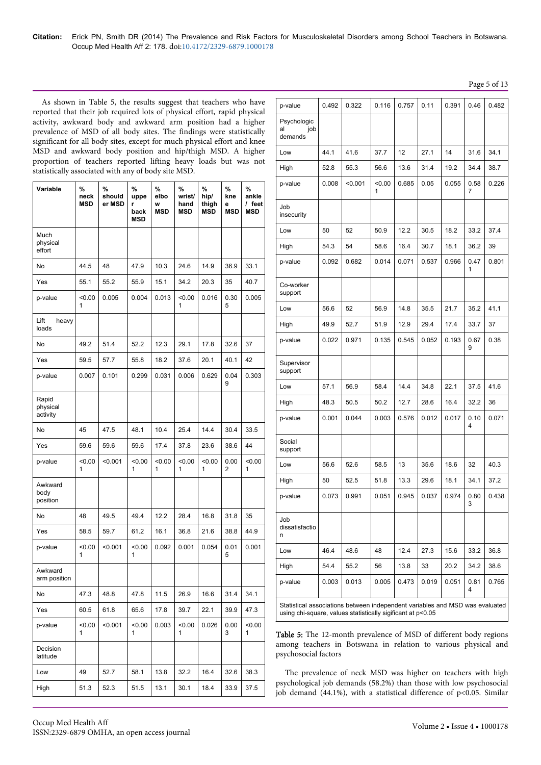As shown in Table 5, the results suggest that teachers who have reported that their job required lots of physical effort, rapid physical activity, awkward body and awkward arm position had a higher prevalence of MSD of all body sites. The findings were statistically significant for all body sites, except for much physical effort and knee MSD and awkward body position and hip/thigh MSD. A higher proportion of teachers reported lifting heavy loads but was not statistically associated with any of body site MSD.

| Variable | % neck MSD | % shoulder MSD | % upper back MSD | % elbow MSD | % wrist/ hand MSD | % hip/ thigh MSD | % knee MSD | % ankle / feet MSD |
|---|---|---|---|---|---|---|---|---|
| Much physical effort | | | | | | | | |
| No | 44.5 | 48 | 47.9 | 10.3 | 24.6 | 14.9 | 36.9 | 33.1 |
| Yes | 55.1 | 55.2 | 55.9 | 15.1 | 34.2 | 20.3 | 35 | 40.7 |
| p-value | <0.001 | 0.005 | 0.004 | 0.013 | <0.001 | 0.016 | 0.305 | 0.005 |
| Lift heavy loads | | | | | | | | |
| No | 49.2 | 51.4 | 52.2 | 12.3 | 29.1 | 17.8 | 32.6 | 37 |
| Yes | 59.5 | 57.7 | 55.8 | 18.2 | 37.6 | 20.1 | 40.1 | 42 |
| p-value | 0.007 | 0.101 | 0.299 | 0.031 | 0.006 | 0.629 | 0.049 | 0.303 |
| Rapid physical activity | | | | | | | | |
| No | 45 | 47.5 | 48.1 | 10.4 | 25.4 | 14.4 | 30.4 | 33.5 |
| Yes | 59.6 | 59.6 | 59.6 | 17.4 | 37.8 | 23.6 | 38.6 | 44 |
| p-value | <0.001 | <0.001 | <0.001 | <0.001 | <0.001 | <0.001 | 0.002 | <0.001 |
| Awkward body position | | | | | | | | |
| No | 48 | 49.5 | 49.4 | 12.2 | 28.4 | 16.8 | 31.8 | 35 |
| Yes | 58.5 | 59.7 | 61.2 | 16.1 | 36.8 | 21.6 | 38.8 | 44.9 |
| p-value | <0.001 | <0.001 | <0.001 | 0.092 | 0.001 | 0.054 | 0.015 | 0.001 |
| Awkward arm position | | | | | | | | |
| No | 47.3 | 48.8 | 47.8 | 11.5 | 26.9 | 16.6 | 31.4 | 34.1 |
| Yes | 60.5 | 61.8 | 65.6 | 17.8 | 39.7 | 22.1 | 39.9 | 47.3 |
| p-value | <0.001 | <0.001 | <0.001 | 0.003 | <0.001 | 0.026 | 0.003 | <0.001 |
| Decision latitude | | | | | | | | |
| Low | 49 | 52.7 | 58.1 | 13.8 | 32.2 | 16.4 | 32.6 | 38.3 |
| High | 51.3 | 52.3 | 51.5 | 13.1 | 30.1 | 18.4 | 33.9 | 37.5 |
| p-value | 0.492 | 0.322 | 0.116 | 0.757 | 0.11 | 0.391 | 0.46 | 0.482 |
| Psychological job demands | | | | | | | | |
| Low | 44.1 | 41.6 | 37.7 | 12 | 27.1 | 14 | 31.6 | 34.1 |
| High | 52.8 | 55.3 | 56.6 | 13.6 | 31.4 | 19.2 | 34.4 | 38.7 |
| p-value | 0.008 | <0.001 | <0.001 | 0.685 | 0.05 | 0.055 | 0.587 | 0.226 |
| Job insecurity | | | | | | | | |
| Low | 50 | 52 | 50.9 | 12.2 | 30.5 | 18.2 | 33.2 | 37.4 |
| High | 54.3 | 54 | 58.6 | 16.4 | 30.7 | 18.1 | 36.2 | 39 |
| p-value | 0.092 | 0.682 | 0.014 | 0.071 | 0.537 | 0.966 | 0.471 | 0.801 |
| Co-worker support | | | | | | | | |
| Low | 56.6 | 52 | 56.9 | 14.8 | 35.5 | 21.7 | 35.2 | 41.1 |
| High | 49.9 | 52.7 | 51.9 | 12.9 | 29.4 | 17.4 | 33.7 | 37 |
| p-value | 0.022 | 0.971 | 0.135 | 0.545 | 0.052 | 0.193 | 0.679 | 0.38 |
| Supervisor support | | | | | | | | |
| Low | 57.1 | 56.9 | 58.4 | 14.4 | 34.8 | 22.1 | 37.5 | 41.6 |
| High | 48.3 | 50.5 | 50.2 | 12.7 | 28.6 | 16.4 | 32.2 | 36 |
| p-value | 0.001 | 0.044 | 0.003 | 0.576 | 0.012 | 0.017 | 0.104 | 0.071 |
| Social support | | | | | | | | |
| Low | 56.6 | 52.6 | 58.5 | 13 | 35.6 | 18.6 | 32 | 40.3 |
| High | 50 | 52.5 | 51.8 | 13.3 | 29.6 | 18.1 | 34.1 | 37.2 |
| p-value | 0.073 | 0.991 | 0.051 | 0.945 | 0.037 | 0.974 | 0.803 | 0.438 |
| Job dissatisfaction | | | | | | | | |
| Low | 46.4 | 48.6 | 48 | 12.4 | 27.3 | 15.6 | 33.2 | 36.8 |
| High | 54.4 | 55.2 | 56 | 13.8 | 33 | 20.2 | 34.2 | 38.6 |
| p-value | 0.003 | 0.013 | 0.005 | 0.473 | 0.019 | 0.051 | 0.814 | 0.765 |

Statistical associations between independent variables and MSD was evaluated using chi-square, values statistically sigificant at p<0.05

**Table 5:** The 12-month prevalence of MSD of different body regions among teachers in Botswana in relation to various physical and psychosocial factors

The prevalence of neck MSD was higher on teachers with high psychological job demands (58.2%) than those with low psychosocial job demand (44.1%), with a statistical difference of $p<0.05$. Similar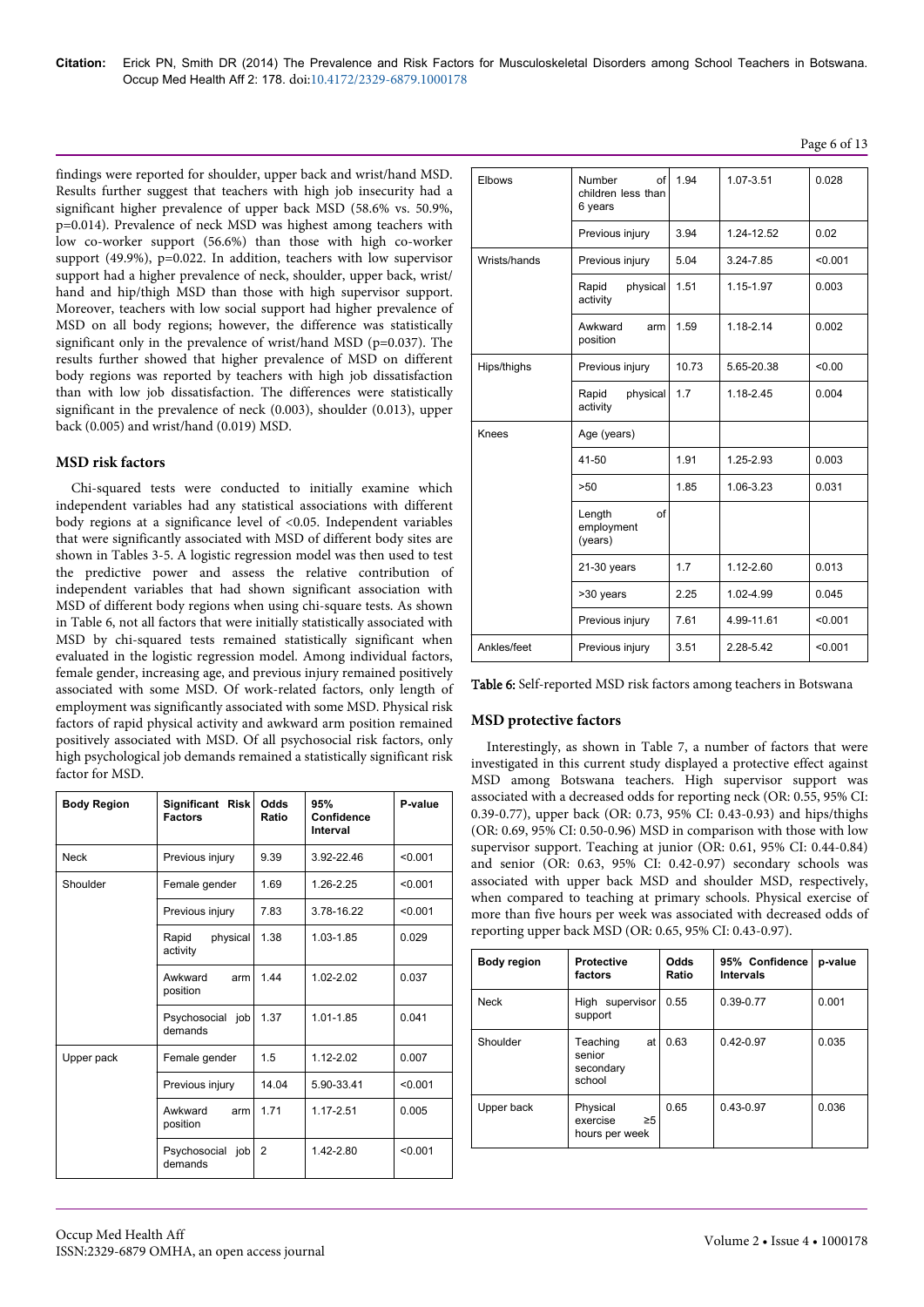findings were reported for shoulder, upper back and wrist/hand MSD. Results further suggest that teachers with high job insecurity had a significant higher prevalence of upper back MSD (58.6% vs. 50.9%, p=0.014). Prevalence of neck MSD was highest among teachers with low co-worker support (56.6%) than those with high co-worker support (49.9%), p=0.022. In addition, teachers with low supervisor support had a higher prevalence of neck, shoulder, upper back, wrist/hand and hip/thigh MSD than those with high supervisor support. Moreover, teachers with low social support had higher prevalence of MSD on all body regions; however, the difference was statistically significant only in the prevalence of wrist/hand MSD (p=0.037). The results further showed that higher prevalence of MSD on different body regions was reported by teachers with high job dissatisfaction than with low job dissatisfaction. The differences were statistically significant in the prevalence of neck (0.003), shoulder (0.013), upper back (0.005) and wrist/hand (0.019) MSD.

### MSD risk factors

Chi-squared tests were conducted to initially examine which independent variables had any statistical associations with different body regions at a significance level of <0.05. Independent variables that were significantly associated with MSD of different body sites are shown in Tables 3-5. A logistic regression model was then used to test the predictive power and assess the relative contribution of independent variables that had shown significant association with MSD of different body regions when using chi-square tests. As shown in Table 6, not all factors that were initially statistically associated with MSD by chi-squared tests remained statistically significant when evaluated in the logistic regression model. Among individual factors, female gender, increasing age, and previous injury remained positively associated with some MSD. Of work-related factors, only length of employment was significantly associated with some MSD. Physical risk factors of rapid physical activity and awkward arm position remained positively associated with MSD. Of all psychosocial risk factors, only high psychological job demands remained a statistically significant risk factor for MSD.

| Body Region | Significant Risk Factors | Odds Ratio | 95% Confidence Interval | P-value |
|---|---|---|---|---|
| Neck | Previous injury | 9.39 | 3.92-22.46 | <0.001 |
| Shoulder | Female gender | 1.69 | 1.26-2.25 | <0.001 |
| | Previous injury | 7.83 | 3.78-16.22 | <0.001 |
| | Rapid physical activity | 1.38 | 1.03-1.85 | 0.029 |
| | Awkward arm position | 1.44 | 1.02-2.02 | 0.037 |
| | Psychosocial job demands | 1.37 | 1.01-1.85 | 0.041 |
| Upper pack | Female gender | 1.5 | 1.12-2.02 | 0.007 |
| | Previous injury | 14.04 | 5.90-33.41 | <0.001 |
| | Awkward arm position | 1.71 | 1.17-2.51 | 0.005 |
| | Psychosocial job demands | 2 | 1.42-2.80 | <0.001 |
| Elbows | Number of children less than 6 years | 1.94 | 1.07-3.51 | 0.028 |
| | Previous injury | 3.94 | 1.24-12.52 | 0.02 |
| Wrists/hands | Previous injury | 5.04 | 3.24-7.85 | <0.001 |
| | Rapid physical activity | 1.51 | 1.15-1.97 | 0.003 |
| | Awkward arm position | 1.59 | 1.18-2.14 | 0.002 |
| Hips/thighs | Previous injury | 10.73 | 5.65-20.38 | <0.00 |
| | Rapid physical activity | 1.7 | 1.18-2.45 | 0.004 |
| Knees | Age (years) | | | |
| | 41-50 | 1.91 | 1.25-2.93 | 0.003 |
| | >50 | 1.85 | 1.06-3.23 | 0.031 |
| | Length of employment (years) | | | |
| | 21-30 years | 1.7 | 1.12-2.60 | 0.013 |
| | >30 years | 2.25 | 1.02-4.99 | 0.045 |
| | Previous injury | 7.61 | 4.99-11.61 | <0.001 |
| Ankles/feet | Previous injury | 3.51 | 2.28-5.42 | <0.001 |

**Table 6:** Self-reported MSD risk factors among teachers in Botswana

### MSD protective factors

Interestingly, as shown in Table 7, a number of factors that were investigated in this current study displayed a protective effect against MSD among Botswana teachers. High supervisor support was associated with a decreased odds for reporting neck (OR: 0.55, 95% CI: 0.39-0.77), upper back (OR: 0.73, 95% CI: 0.43-0.93) and hips/thighs (OR: 0.69, 95% CI: 0.50-0.96) MSD in comparison with those with low supervisor support. Teaching at junior (OR: 0.61, 95% CI: 0.44-0.84) and senior (OR: 0.63, 95% CI: 0.42-0.97) secondary schools was associated with upper back MSD and shoulder MSD, respectively, when compared to teaching at primary schools. Physical exercise of more than five hours per week was associated with decreased odds of reporting upper back MSD (OR: 0.65, 95% CI: 0.43-0.97).

| Body region | Protective factors | Odds Ratio | 95% Confidence Intervals | p-value |
|---|---|---|---|---|
| Neck | High supervisor support | 0.55 | 0.39-0.77 | 0.001 |
| Shoulder | Teaching at senior secondary school | 0.63 | 0.42-0.97 | 0.035 |
| Upper back | Physical exercise ≥5 hours per week | 0.65 | 0.43-0.97 | 0.036 |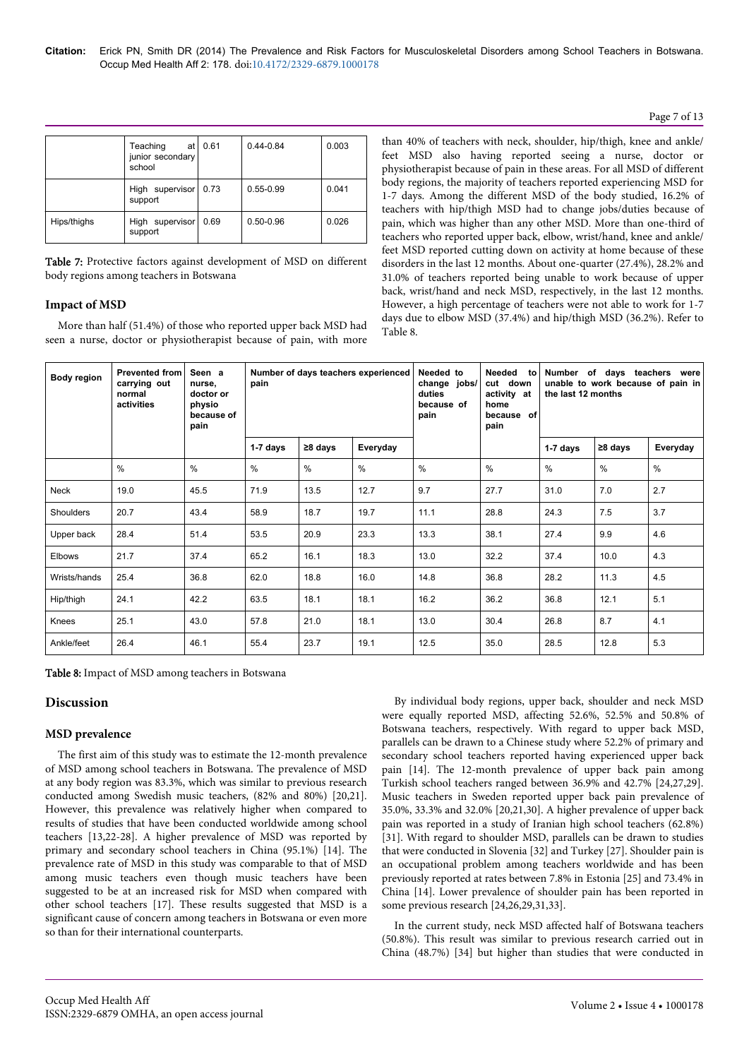| | Teaching at junior secondary school | 0.61 | 0.44-0.84 | 0.003 |
|---|---|---|---|---|
| | High supervisor support | 0.73 | 0.55-0.99 | 0.041 |
| Hips/thighs | High supervisor support | 0.69 | 0.50-0.96 | 0.026 |

**Table 7:** Protective factors against development of MSD on different body regions among teachers in Botswana

### Impact of MSD

More than half (51.4%) of those who reported upper back MSD had seen a nurse, doctor or physiotherapist because of pain, with more than 40% of teachers with neck, shoulder, hip/thigh, knee and ankle/feet MSD also having reported seeing a nurse, doctor or physiotherapist because of pain in these areas. For all MSD of different body regions, the majority of teachers reported experiencing MSD for 1-7 days. Among the different MSD of the body studied, 16.2% of teachers with hip/thigh MSD had to change jobs/duties because of pain, which was higher than any other MSD. More than one-third of teachers who reported upper back, elbow, wrist/hand, knee and ankle/feet MSD reported cutting down on activity at home because of these disorders in the last 12 months. About one-quarter (27.4%), 28.2% and 31.0% of teachers reported being unable to work because of upper back, wrist/hand and neck MSD, respectively, in the last 12 months. However, a high percentage of teachers were not able to work for 1-7 days due to elbow MSD (37.4%) and hip/thigh MSD (36.2%). Refer to Table 8.

| Body region | Prevented from carrying out normal activities | Seen a nurse, doctor or physio because of pain | Number of days teachers experienced pain | | | Needed to change jobs/ duties because of pain | Needed to cut down activity at home because of pain | Number of days teachers were unable to work because of pain in the last 12 months | | |
|---|---|---|---|---|---|---|---|---|---|---|
| | | | 1-7 days | ≥8 days | Everyday | | | 1-7 days | ≥8 days | Everyday |
| | % | % | % | % | % | % | % | % | % | % |
| Neck | 19.0 | 45.5 | 71.9 | 13.5 | 12.7 | 9.7 | 27.7 | 31.0 | 7.0 | 2.7 |
| Shoulders | 20.7 | 43.4 | 58.9 | 18.7 | 19.7 | 11.1 | 28.8 | 24.3 | 7.5 | 3.7 |
| Upper back | 28.4 | 51.4 | 53.5 | 20.9 | 23.3 | 13.3 | 38.1 | 27.4 | 9.9 | 4.6 |
| Elbows | 21.7 | 37.4 | 65.2 | 16.1 | 18.3 | 13.0 | 32.2 | 37.4 | 10.0 | 4.3 |
| Wrists/hands | 25.4 | 36.8 | 62.0 | 18.8 | 16.0 | 14.8 | 36.8 | 28.2 | 11.3 | 4.5 |
| Hip/thigh | 24.1 | 42.2 | 63.5 | 18.1 | 18.1 | 16.2 | 36.2 | 36.8 | 12.1 | 5.1 |
| Knees | 25.1 | 43.0 | 57.8 | 21.0 | 18.1 | 13.0 | 30.4 | 26.8 | 8.7 | 4.1 |
| Ankle/feet | 26.4 | 46.1 | 55.4 | 23.7 | 19.1 | 12.5 | 35.0 | 28.5 | 12.8 | 5.3 |

**Table 8:** Impact of MSD among teachers in Botswana

## Discussion

### MSD prevalence

The first aim of this study was to estimate the 12-month prevalence of MSD among school teachers in Botswana. The prevalence of MSD at any body region was 83.3%, which was similar to previous research conducted among Swedish music teachers, (82% and 80%) [20,21]. However, this prevalence was relatively higher when compared to results of studies that have been conducted worldwide among school teachers [13,22-28]. A higher prevalence of MSD was reported by primary and secondary school teachers in China (95.1%) [14]. The prevalence rate of MSD in this study was comparable to that of MSD among music teachers even though music teachers have been suggested to be at an increased risk for MSD when compared with other school teachers [17]. These results suggested that MSD is a significant cause of concern among teachers in Botswana or even more so than for their international counterparts.

By individual body regions, upper back, shoulder and neck MSD were equally reported MSD, affecting 52.6%, 52.5% and 50.8% of Botswana teachers, respectively. With regard to upper back MSD, parallels can be drawn to a Chinese study where 52.2% of primary and secondary school teachers reported having experienced upper back pain [14]. The 12-month prevalence of upper back pain among Turkish school teachers ranged between 36.9% and 42.7% [24,27,29]. Music teachers in Sweden reported upper back pain prevalence of 35.0%, 33.3% and 32.0% [20,21,30]. A higher prevalence of upper back pain was reported in a study of Iranian high school teachers (62.8%) [31]. With regard to shoulder MSD, parallels can be drawn to studies that were conducted in Slovenia [32] and Turkey [27]. Shoulder pain is an occupational problem among teachers worldwide and has been previously reported at rates between 7.8% in Estonia [25] and 73.4% in China [14]. Lower prevalence of shoulder pain has been reported in some previous research [24,26,29,31,33].

In the current study, neck MSD affected half of Botswana teachers (50.8%). This result was similar to previous research carried out in China (48.7%) [34] but higher than studies that were conducted in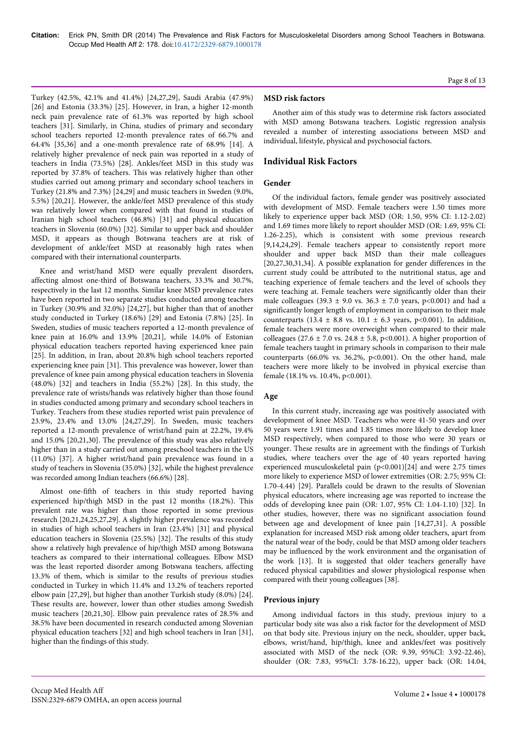Turkey (42.5%, 42.1% and 41.4%) [24,27,29], Saudi Arabia (47.9%) [26] and Estonia (33.3%) [25]. However, in Iran, a higher 12-month neck pain prevalence rate of 61.3% was reported by high school teachers [31]. Similarly, in China, studies of primary and secondary school teachers reported 12-month prevalence rates of 66.7% and 64.4% [35,36] and a one-month prevalence rate of 68.9% [14]. A relatively higher prevalence of neck pain was reported in a study of teachers in India (73.5%) [28]. Ankles/feet MSD in this study was reported by 37.8% of teachers. This was relatively higher than other studies carried out among primary and secondary school teachers in Turkey (21.8% and 7.3%) [24,29] and music teachers in Sweden (9.0%, 5.5%) [20,21]. However, the ankle/feet MSD prevalence of this study was relatively lower when compared with that found in studies of Iranian high school teachers (46.8%) [31] and physical education teachers in Slovenia (60.0%) [32]. Similar to upper back and shoulder MSD, it appears as though Botswana teachers are at risk of development of ankle/feet MSD at reasonably high rates when compared with their international counterparts.

Knee and wrist/hand MSD were equally prevalent disorders, affecting almost one-third of Botswana teachers, 33.3% and 30.7%, respectively in the last 12 months. Similar knee MSD prevalence rates have been reported in two separate studies conducted among teachers in Turkey (30.9% and 32.0%) [24,27], but higher than that of another study conducted in Turkey (18.6%) [29] and Estonia (7.8%) [25]. In Sweden, studies of music teachers reported a 12-month prevalence of knee pain at 16.0% and 13.9% [20,21], while 14.0% of Estonian physical education teachers reported having experienced knee pain [25]. In addition, in Iran, about 20.8% high school teachers reported experiencing knee pain [31]. This prevalence was however, lower than prevalence of knee pain among physical education teachers in Slovenia (48.0%) [32] and teachers in India (55.2%) [28]. In this study, the prevalence rate of wrists/hands was relatively higher than those found in studies conducted among primary and secondary school teachers in Turkey. Teachers from these studies reported wrist pain prevalence of 23.9%, 23.4% and 13.0% [24,27,29]. In Sweden, music teachers reported a 12-month prevalence of wrist/hand pain at 22.2%, 19.4% and 15.0% [20,21,30]. The prevalence of this study was also relatively higher than in a study carried out among preschool teachers in the US (11.0%) [37]. A higher wrist/hand pain prevalence was found in a study of teachers in Slovenia (35.0%) [32], while the highest prevalence was recorded among Indian teachers (66.6%) [28].

Almost one-fifth of teachers in this study reported having experienced hip/thigh MSD in the past 12 months (18.2%). This prevalent rate was higher than those reported in some previous research [20,21,24,25,27,29]. A slightly higher prevalence was recorded in studies of high school teachers in Iran (23.4%) [31] and physical education teachers in Slovenia (25.5%) [32]. The results of this study show a relatively high prevalence of hip/thigh MSD among Botswana teachers as compared to their international colleagues. Elbow MSD was the least reported disorder among Botswana teachers, affecting 13.3% of them, which is similar to the results of previous studies conducted in Turkey in which 11.4% and 13.2% of teachers reported elbow pain [27,29], but higher than another Turkish study (8.0%) [24]. These results are, however, lower than other studies among Swedish music teachers [20,21,30]. Elbow pain prevalence rates of 28.5% and 38.5% have been documented in research conducted among Slovenian physical education teachers [32] and high school teachers in Iran [31], higher than the findings of this study.

### MSD risk factors

Another aim of this study was to determine risk factors associated with MSD among Botswana teachers. Logistic regression analysis revealed a number of interesting associations between MSD and individual, lifestyle, physical and psychosocial factors.

## Individual Risk Factors

### Gender

Of the individual factors, female gender was positively associated with development of MSD. Female teachers were 1.50 times more likely to experience upper back MSD (OR: 1.50, 95% CI: 1.12-2.02) and 1.69 times more likely to report shoulder MSD (OR: 1.69, 95% CI: 1.26-2.25), which is consistent with some previous research [9,14,24,29]. Female teachers appear to consistently report more shoulder and upper back MSD than their male colleagues [20,27,30,31,34]. A possible explanation for gender differences in the current study could be attributed to the nutritional status, age and teaching experience of female teachers and the level of schools they were teaching at. Female teachers were significantly older than their male colleagues ($39.3 \pm 9.0$ vs. $36.3 \pm 7.0$ years, $p<0.001$) and had a significantly longer length of employment in comparison to their male counterparts ($13.4 \pm 8.8$ vs. $10.1 \pm 6.3$ years, $p<0.001$). In addition, female teachers were more overweight when compared to their male colleagues ($27.6 \pm 7.0$ vs. $24.8 \pm 5.8$, $p<0.001$). A higher proportion of female teachers taught in primary schools in comparison to their male counterparts (66.0% vs. 36.2%, $p<0.001$). On the other hand, male teachers were more likely to be involved in physical exercise than female (18.1% vs. 10.4%, $p<0.001$).

### Age

In this current study, increasing age was positively associated with development of knee MSD. Teachers who were 41-50 years and over 50 years were 1.91 times and 1.85 times more likely to develop knee MSD respectively, when compared to those who were 30 years or younger. These results are in agreement with the findings of Turkish studies, where teachers over the age of 40 years reported having experienced musculoskeletal pain ($p<0.001$)[24] and were 2.75 times more likely to experience MSD of lower extremities (OR: 2.75; 95% CI: 1.70-4.44) [29]. Parallels could be drawn to the results of Slovenian physical educators, where increasing age was reported to increase the odds of developing knee pain (OR: 1.07, 95% CI: 1.04-1.10) [32]. In other studies, however, there was no significant association found between age and development of knee pain [14,27,31]. A possible explanation for increased MSD risk among older teachers, apart from the natural wear of the body, could be that MSD among older teachers may be influenced by the work environment and the organisation of the work [13]. It is suggested that older teachers generally have reduced physical capabilities and slower physiological response when compared with their young colleagues [38].

### Previous injury

Among individual factors in this study, previous injury to a particular body site was also a risk factor for the development of MSD on that body site. Previous injury on the neck, shoulder, upper back, elbows, wrist/hand, hip/thigh, knee and ankles/feet was positively associated with MSD of the neck (OR: 9.39, 95%CI: 3.92-22.46), shoulder (OR: 7.83, 95%CI: 3.78-16.22), upper back (OR: 14.04,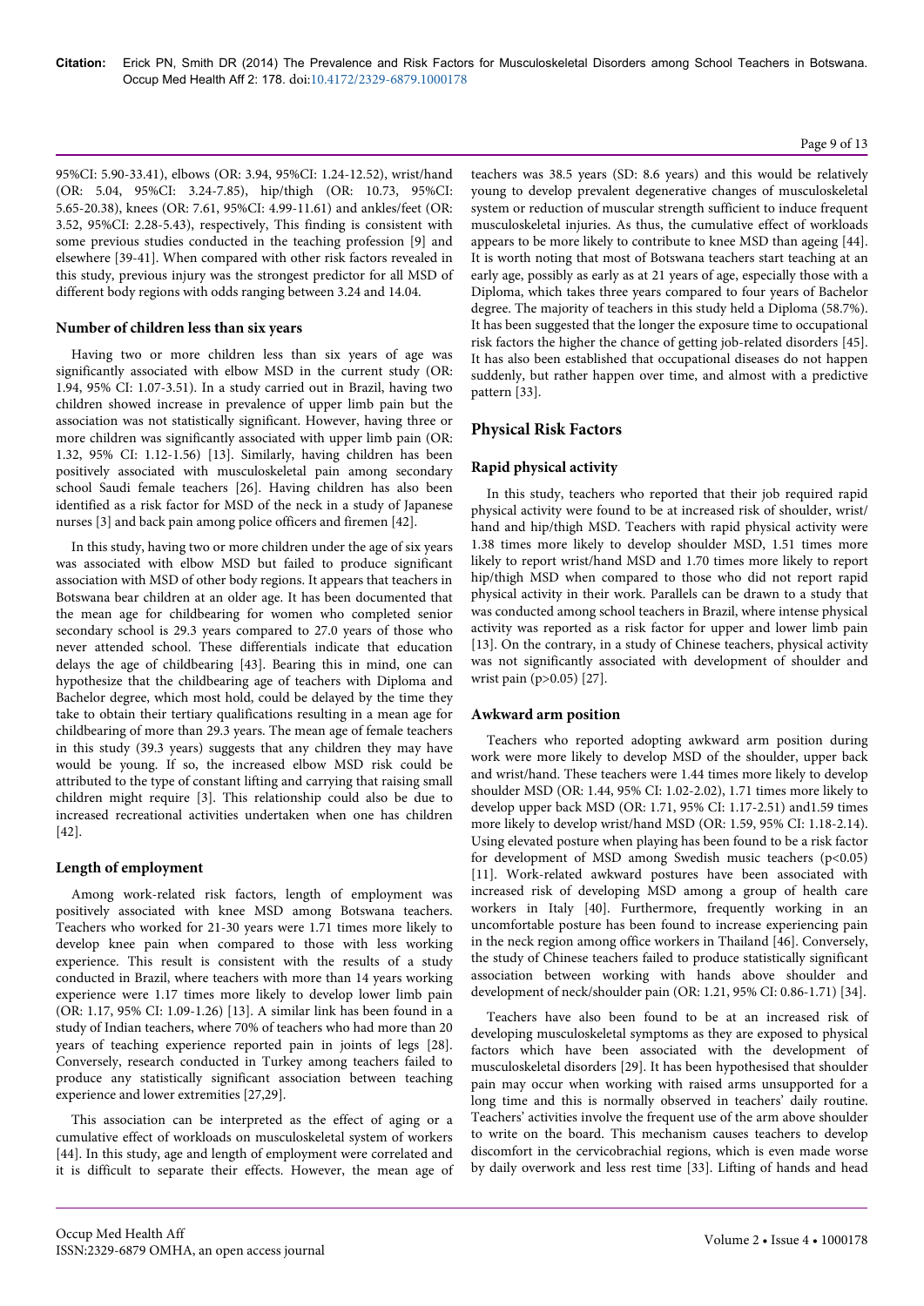95%CI: 5.90-33.41), elbows (OR: 3.94, 95%CI: 1.24-12.52), wrist/hand (OR: 5.04, 95%CI: 3.24-7.85), hip/thigh (OR: 10.73, 95%CI: 5.65-20.38), knees (OR: 7.61, 95%CI: 4.99-11.61) and ankles/feet (OR: 3.52, 95%CI: 2.28-5.43), respectively, This finding is consistent with some previous studies conducted in the teaching profession [9] and elsewhere [39-41]. When compared with other risk factors revealed in this study, previous injury was the strongest predictor for all MSD of different body regions with odds ranging between 3.24 and 14.04.

### Number of children less than six years

Having two or more children less than six years of age was significantly associated with elbow MSD in the current study (OR: 1.94, 95% CI: 1.07-3.51). In a study carried out in Brazil, having two children showed increase in prevalence of upper limb pain but the association was not statistically significant. However, having three or more children was significantly associated with upper limb pain (OR: 1.32, 95% CI: 1.12-1.56) [13]. Similarly, having children has been positively associated with musculoskeletal pain among secondary school Saudi female teachers [26]. Having children has also been identified as a risk factor for MSD of the neck in a study of Japanese nurses [3] and back pain among police officers and firemen [42].

In this study, having two or more children under the age of six years was associated with elbow MSD but failed to produce significant association with MSD of other body regions. It appears that teachers in Botswana bear children at an older age. It has been documented that the mean age for childbearing for women who completed senior secondary school is 29.3 years compared to 27.0 years of those who never attended school. These differentials indicate that education delays the age of childbearing [43]. Bearing this in mind, one can hypothesize that the childbearing age of teachers with Diploma and Bachelor degree, which most hold, could be delayed by the time they take to obtain their tertiary qualifications resulting in a mean age for childbearing of more than 29.3 years. The mean age of female teachers in this study (39.3 years) suggests that any children they may have would be young. If so, the increased elbow MSD risk could be attributed to the type of constant lifting and carrying that raising small children might require [3]. This relationship could also be due to increased recreational activities undertaken when one has children [42].

### Length of employment

Among work-related risk factors, length of employment was positively associated with knee MSD among Botswana teachers. Teachers who worked for 21-30 years were 1.71 times more likely to develop knee pain when compared to those with less working experience. This result is consistent with the results of a study conducted in Brazil, where teachers with more than 14 years working experience were 1.17 times more likely to develop lower limb pain (OR: 1.17, 95% CI: 1.09-1.26) [13]. A similar link has been found in a study of Indian teachers, where 70% of teachers who had more than 20 years of teaching experience reported pain in joints of legs [28]. Conversely, research conducted in Turkey among teachers failed to produce any statistically significant association between teaching experience and lower extremities [27,29].

This association can be interpreted as the effect of aging or a cumulative effect of workloads on musculoskeletal system of workers [44]. In this study, age and length of employment were correlated and it is difficult to separate their effects. However, the mean age of teachers was 38.5 years (SD: 8.6 years) and this would be relatively young to develop prevalent degenerative changes of musculoskeletal system or reduction of muscular strength sufficient to induce frequent musculoskeletal injuries. As thus, the cumulative effect of workloads appears to be more likely to contribute to knee MSD than ageing [44]. It is worth noting that most of Botswana teachers start teaching at an early age, possibly as early as at 21 years of age, especially those with a Diploma, which takes three years compared to four years of Bachelor degree. The majority of teachers in this study held a Diploma (58.7%). It has been suggested that the longer the exposure time to occupational risk factors the higher the chance of getting job-related disorders [45]. It has also been established that occupational diseases do not happen suddenly, but rather happen over time, and almost with a predictive pattern [33].

## Physical Risk Factors

### Rapid physical activity

In this study, teachers who reported that their job required rapid physical activity were found to be at increased risk of shoulder, wrist/hand and hip/thigh MSD. Teachers with rapid physical activity were 1.38 times more likely to develop shoulder MSD, 1.51 times more likely to report wrist/hand MSD and 1.70 times more likely to report hip/thigh MSD when compared to those who did not report rapid physical activity in their work. Parallels can be drawn to a study that was conducted among school teachers in Brazil, where intense physical activity was reported as a risk factor for upper and lower limb pain [13]. On the contrary, in a study of Chinese teachers, physical activity was not significantly associated with development of shoulder and wrist pain ($p>0.05$) [27].

### Awkward arm position

Teachers who reported adopting awkward arm position during work were more likely to develop MSD of the shoulder, upper back and wrist/hand. These teachers were 1.44 times more likely to develop shoulder MSD (OR: 1.44, 95% CI: 1.02-2.02), 1.71 times more likely to develop upper back MSD (OR: 1.71, 95% CI: 1.17-2.51) and1.59 times more likely to develop wrist/hand MSD (OR: 1.59, 95% CI: 1.18-2.14). Using elevated posture when playing has been found to be a risk factor for development of MSD among Swedish music teachers ($p<0.05$) [11]. Work-related awkward postures have been associated with increased risk of developing MSD among a group of health care workers in Italy [40]. Furthermore, frequently working in an uncomfortable posture has been found to increase experiencing pain in the neck region among office workers in Thailand [46]. Conversely, the study of Chinese teachers failed to produce statistically significant association between working with hands above shoulder and development of neck/shoulder pain (OR: 1.21, 95% CI: 0.86-1.71) [34].

Teachers have also been found to be at an increased risk of developing musculoskeletal symptoms as they are exposed to physical factors which have been associated with the development of musculoskeletal injuries [29]. It has been hypothesised that shoulder pain may occur when working with raised arms unsupported for a long time and this is normally observed in teachers' daily routine. Teachers' activities involve the frequent use of the arm above shoulder to write on the board. This mechanism causes teachers to develop discomfort in the cervicobrachial regions, which is even made worse by daily overwork and less rest time [33]. Lifting of hands and head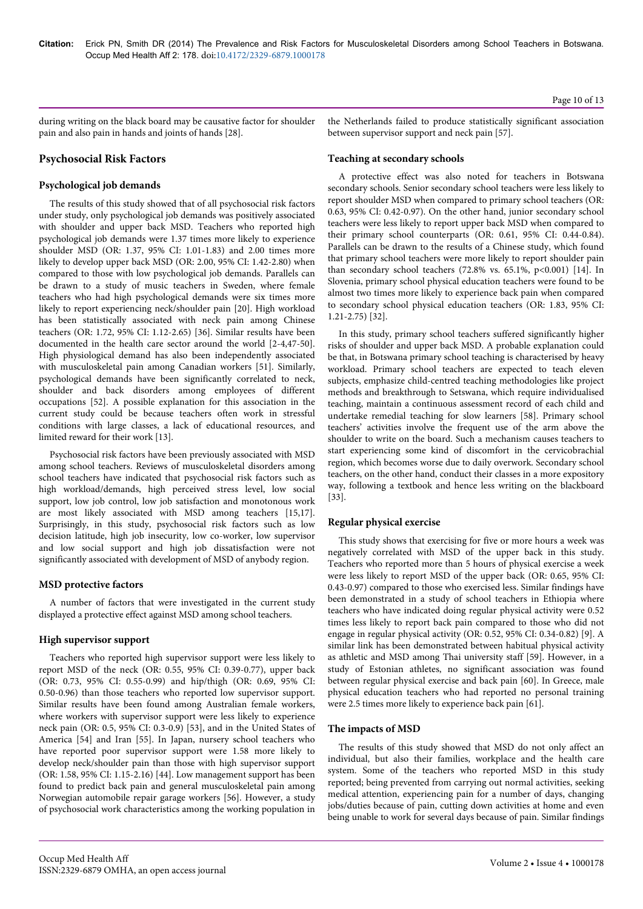during writing on the black board may be causative factor for shoulder pain and also pain in hands and joints of hands [28].

## Psychosocial Risk Factors

### Psychological job demands

The results of this study showed that of all psychosocial risk factors under study, only psychological job demands was positively associated with shoulder and upper back MSD. Teachers who reported high psychological job demands were 1.37 times more likely to experience shoulder MSD (OR: 1.37, 95% CI: 1.01-1.83) and 2.00 times more likely to develop upper back MSD (OR: 2.00, 95% CI: 1.42-2.80) when compared to those with low psychological job demands. Parallels can be drawn to a study of music teachers in Sweden, where female teachers who had high psychological demands were six times more likely to report experiencing neck/shoulder pain [20]. High workload has been statistically associated with neck pain among Chinese teachers (OR: 1.72, 95% CI: 1.12-2.65) [36]. Similar results have been documented in the health care sector around the world [2-4,47-50]. High physiological demand has also been independently associated with musculoskeletal pain among Canadian workers [51]. Similarly, psychological demands have been significantly correlated to neck, shoulder and back disorders among employees of different occupations [52]. A possible explanation for this association in the current study could be because teachers often work in stressful conditions with large classes, a lack of educational resources, and limited reward for their work [13].

Psychosocial risk factors have been previously associated with MSD among school teachers. Reviews of musculoskeletal disorders among school teachers have indicated that psychosocial risk factors such as high workload/demands, high perceived stress level, low social support, low job control, low job satisfaction and monotonous work are most likely associated with MSD among teachers [15,17]. Surprisingly, in this study, psychosocial risk factors such as low decision latitude, high job insecurity, low co-worker, low supervisor and low social support and high job dissatisfaction were not significantly associated with development of MSD of anybody region.

### MSD protective factors

A number of factors that were investigated in the current study displayed a protective effect against MSD among school teachers.

### High supervisor support

Teachers who reported high supervisor support were less likely to report MSD of the neck (OR: 0.55, 95% CI: 0.39-0.77), upper back (OR: 0.73, 95% CI: 0.55-0.99) and hip/thigh (OR: 0.69, 95% CI: 0.50-0.96) than those teachers who reported low supervisor support. Similar results have been found among Australian female workers, where workers with supervisor support were less likely to experience neck pain (OR: 0.5, 95% CI: 0.3-0.9) [53], and in the United States of America [54] and Iran [55]. In Japan, nursery school teachers who have reported poor supervisor support were 1.58 more likely to develop neck/shoulder pain than those with high supervisor support (OR: 1.58, 95% CI: 1.15-2.16) [44]. Low management support has been found to predict back pain and general musculoskeletal pain among Norwegian automobile repair garage workers [56]. However, a study of psychosocial work characteristics among the working population in the Netherlands failed to produce statistically significant association between supervisor support and neck pain [57].

### Teaching at secondary schools

A protective effect was also noted for teachers in Botswana secondary schools. Senior secondary school teachers were less likely to report shoulder MSD when compared to primary school teachers (OR: 0.63, 95% CI: 0.42-0.97). On the other hand, junior secondary school teachers were less likely to report upper back MSD when compared to their primary school counterparts (OR: 0.61, 95% CI: 0.44-0.84). Parallels can be drawn to the results of a Chinese study, which found that primary school teachers were more likely to report shoulder pain than secondary school teachers (72.8% vs. 65.1%, $p<0.001$) [14]. In Slovenia, primary school physical education teachers were found to be almost two times more likely to experience back pain when compared to secondary school physical education teachers (OR: 1.83, 95% CI: 1.21-2.75) [32].

In this study, primary school teachers suffered significantly higher risks of shoulder and upper back MSD. A probable explanation could be that, in Botswana primary school teaching is characterised by heavy workload. Primary school teachers are expected to teach eleven subjects, emphasize child-centred teaching methodologies like project methods and breakthrough to Setswana, which require individualised teaching, maintain a continuous assessment record of each child and undertake remedial teaching for slow learners [58]. Primary school teachers' activities involve the frequent use of the arm above the shoulder to write on the board. Such a mechanism causes teachers to start experiencing some kind of discomfort in the cervicobrachial region, which becomes worse due to daily overwork. Secondary school teachers, on the other hand, conduct their classes in a more expository way, following a textbook and hence less writing on the blackboard [33].

### Regular physical exercise

This study shows that exercising for five or more hours a week was negatively correlated with MSD of the upper back in this study. Teachers who reported more than 5 hours of physical exercise a week were less likely to report MSD of the upper back (OR: 0.65, 95% CI: 0.43-0.97) compared to those who exercised less. Similar findings have been demonstrated in a study of school teachers in Ethiopia where teachers who have indicated doing regular physical activity were 0.52 times less likely to report back pain compared to those who did not engage in regular physical activity (OR: 0.52, 95% CI: 0.34-0.82) [9]. A similar link has been demonstrated between habitual physical activity as athletic and MSD among Thai university staff [59]. However, in a study of Estonian athletes, no significant association was found between regular physical exercise and back pain [60]. In Greece, male physical education teachers who had reported no personal training were 2.5 times more likely to experience back pain [61].

### The impacts of MSD

The results of this study showed that MSD do not only affect an individual, but also their families, workplace and the health care system. Some of the teachers who reported MSD in this study reported; being prevented from carrying out normal activities, seeking medical attention, experiencing pain for a number of days, changing jobs/duties because of pain, cutting down activities at home and even being unable to work for several days because of pain. Similar findings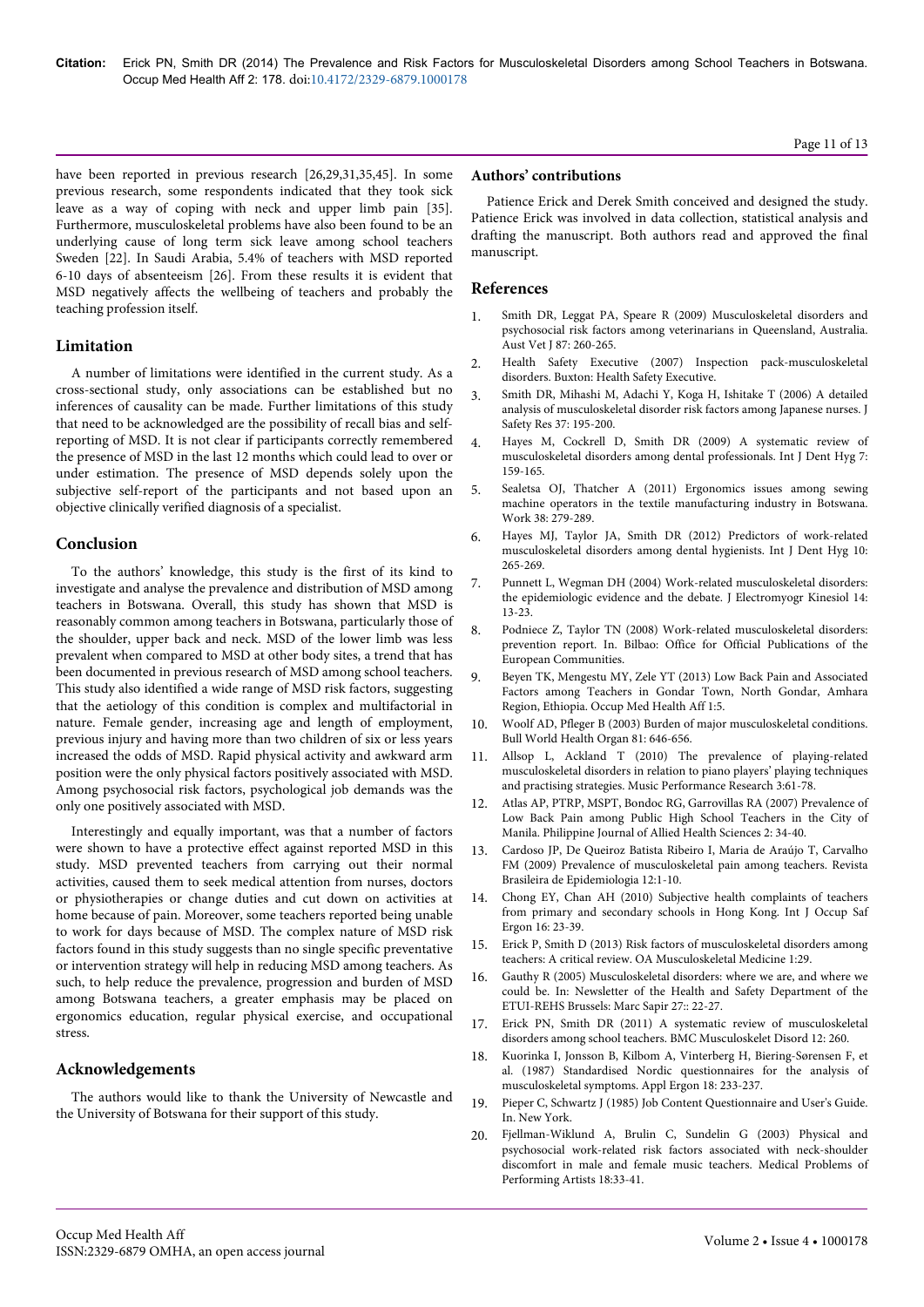have been reported in previous research [26,29,31,35,45]. In some previous research, some respondents indicated that they took sick leave as a way of coping with neck and upper limb pain [35]. Furthermore, musculoskeletal problems have also been found to be an underlying cause of long term sick leave among school teachers Sweden [22]. In Saudi Arabia, 5.4% of teachers with MSD reported 6-10 days of absenteeism [26]. From these results it is evident that MSD negatively affects the wellbeing of teachers and probably the teaching profession itself.

## Limitation

A number of limitations were identified in the current study. As a cross-sectional study, only associations can be established but no inferences of causality can be made. Further limitations of this study that need to be acknowledged are the possibility of recall bias and self-reporting of MSD. It is not clear if participants correctly remembered the presence of MSD in the last 12 months which could lead to over or under estimation. The presence of MSD depends solely upon the subjective self-report of the participants and not based upon an objective clinically verified diagnosis of a specialist.

## Conclusion

To the authors' knowledge, this study is the first of its kind to investigate and analyse the prevalence and distribution of MSD among teachers in Botswana. Overall, this study has shown that MSD is reasonably common among teachers in Botswana, particularly those of the shoulder, upper back and neck. MSD of the lower limb was less prevalent when compared to MSD at other body sites, a trend that has been documented in previous research of MSD among school teachers. This study also identified a wide range of MSD risk factors, suggesting that the aetiology of this condition is complex and multifactorial in nature. Female gender, increasing age and length of employment, previous injury and having more than two children of six or less years increased the odds of MSD. Rapid physical activity and awkward arm position were the only physical factors positively associated with MSD. Among psychosocial risk factors, psychological job demands was the only one positively associated with MSD.

Interestingly and equally important, was that a number of factors were shown to have a protective effect against reported MSD in this study. MSD prevented teachers from carrying out their normal activities, caused them to seek medical attention from nurses, doctors or physiotherapies or change duties and cut down on activities at home because of pain. Moreover, some teachers reported being unable to work for days because of MSD. The complex nature of MSD risk factors found in this study suggests than no single specific preventative or intervention strategy will help in reducing MSD among teachers. As such, to help reduce the prevalence, progression and burden of MSD among Botswana teachers, a greater emphasis may be placed on ergonomics education, regular physical exercise, and occupational stress.

## Acknowledgements

The authors would like to thank the University of Newcastle and the University of Botswana for their support of this study.

## Authors' contributions

Patience Erick and Derek Smith conceived and designed the study. Patience Erick was involved in data collection, statistical analysis and drafting the manuscript. Both authors read and approved the final manuscript.

## References

1. Smith DR, Leggat PA, Speare R (2009) Musculoskeletal disorders and psychosocial risk factors among veterinarians in Queensland, Australia. Aust Vet J 87: 260-265.
2. Health Safety Executive (2007) Inspection pack-musculoskeletal disorders. Buxton: Health Safety Executive.
3. Smith DR, Mihashi M, Adachi Y, Koga H, Ishitake T (2006) A detailed analysis of musculoskeletal disorder risk factors among Japanese nurses. J Safety Res 37: 195-200.
4. Hayes M, Cockrell D, Smith DR (2009) A systematic review of musculoskeletal disorders among dental professionals. Int J Dent Hyg 7: 159-165.
5. Sealetsa OJ, Thatcher A (2011) Ergonomics issues among sewing machine operators in the textile manufacturing industry in Botswana. Work 38: 279-289.
6. Hayes MJ, Taylor JA, Smith DR (2012) Predictors of work-related musculoskeletal disorders among dental hygienists. Int J Dent Hyg 10: 265-269.
7. Punnett L, Wegman DH (2004) Work-related musculoskeletal disorders: the epidemiologic evidence and the debate. J Electromyogr Kinesiol 14: 13-23.
8. Podniece Z, Taylor TN (2008) Work-related musculoskeletal disorders: prevention report. In. Bilbao: Office for Official Publications of the European Communities.
9. Beyen TK, Mengestu MY, Zele YT (2013) Low Back Pain and Associated Factors among Teachers in Gondar Town, North Gondar, Amhara Region, Ethiopia. Occup Med Health Aff 1:5.
10. Woolf AD, Pfleger B (2003) Burden of major musculoskeletal conditions. Bull World Health Organ 81: 646-656.
11. Allsop L, Ackland T (2010) The prevalence of playing-related musculoskeletal disorders in relation to piano players' playing techniques and practising strategies. Music Performance Research 3:61-78.
12. Atlas AP, PTRP, MSPT, Bondoc RG, Garrovillas RA (2007) Prevalence of Low Back Pain among Public High School Teachers in the City of Manila. Philippine Journal of Allied Health Sciences 2: 34-40.
13. Cardoso JP, De Queiroz Batista Ribeiro I, Maria de Araújo T, Carvalho FM (2009) Prevalence of musculoskeletal pain among teachers. Revista Brasileira de Epidemiologia 12:1-10.
14. Chong EY, Chan AH (2010) Subjective health complaints of teachers from primary and secondary schools in Hong Kong. Int J Occup Saf Ergon 16: 23-39.
15. Erick P, Smith D (2013) Risk factors of musculoskeletal disorders among teachers: A critical review. OA Musculoskeletal Medicine 1:29.
16. Gauthy R (2005) Musculoskeletal disorders: where we are, and where we could be. In: Newsletter of the Health and Safety Department of the ETUI-REHS Brussels: Marc Sapir 27:: 22-27.
17. Erick PN, Smith DR (2011) A systematic review of musculoskeletal disorders among school teachers. BMC Musculoskelet Disord 12: 260.
18. Kuorinka I, Jonsson B, Kilbom A, Vinterberg H, Biering-Sørensen F, et al. (1987) Standardised Nordic questionnaires for the analysis of musculoskeletal symptoms. Appl Ergon 18: 233-237.
19. Pieper C, Schwartz J (1985) Job Content Questionnaire and User's Guide. In. New York.
20. Fjellman-Wiklund A, Brulin C, Sundelin G (2003) Physical and psychosocial work-related risk factors associated with neck-shoulder discomfort in male and female music teachers. Medical Problems of Performing Artists 18:33-41.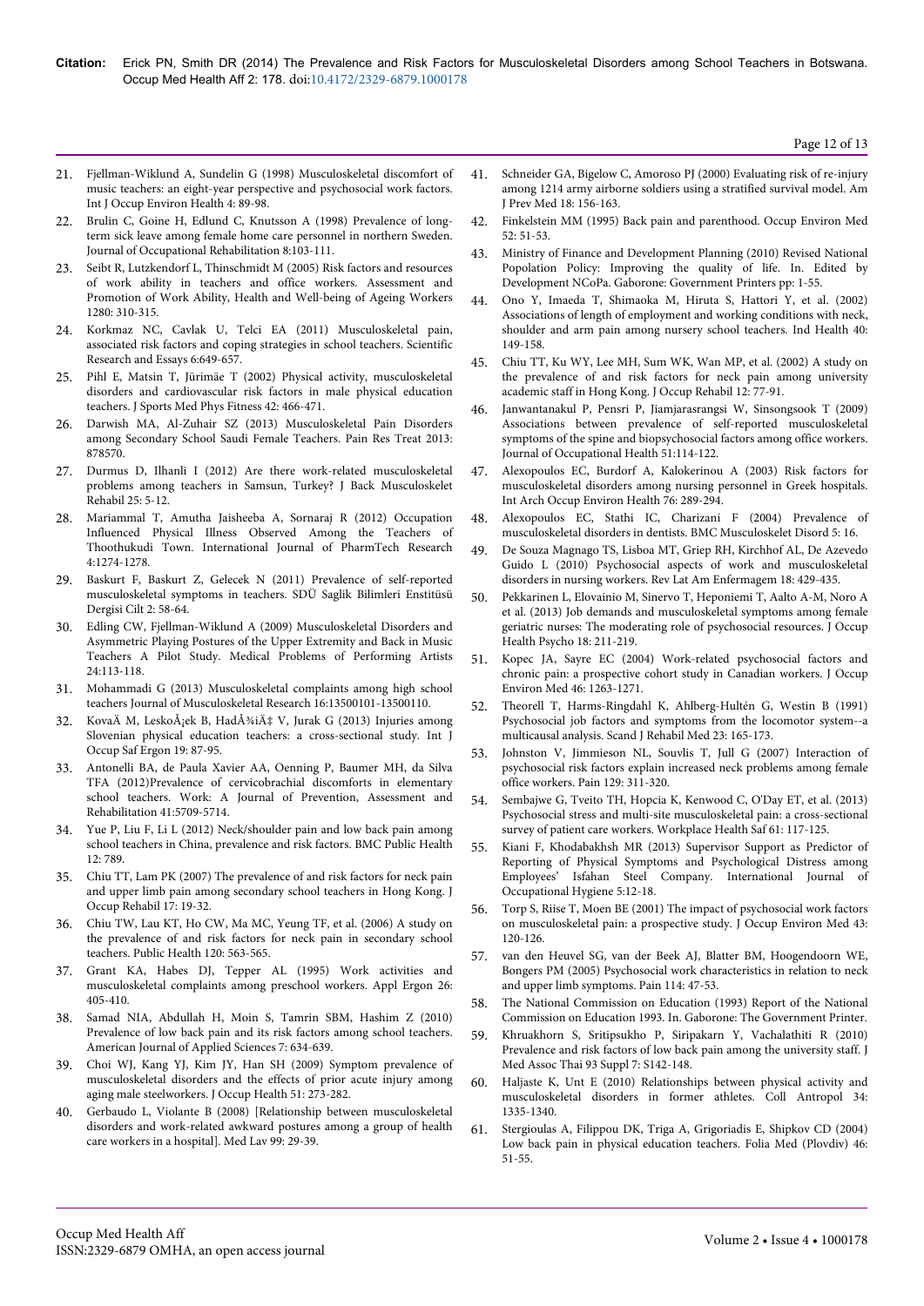21. Fjellman-Wiklund A, Sundelin G (1998) Musculoskeletal discomfort of music teachers: an eight-year perspective and psychosocial work factors. Int J Occup Environ Health 4: 89-98.
22. Brulin C, Goine H, Edlund C, Knutsson A (1998) Prevalence of long-term sick leave among female home care personnel in northern Sweden. Journal of Occupational Rehabilitation 8:103-111.
23. Seibt R, Lutzkendorf L, Thinschmidt M (2005) Risk factors and resources of work ability in teachers and office workers. Assessment and Promotion of Work Ability, Health and Well-being of Ageing Workers 1280: 310-315.
24. Korkmaz NC, Cavlak U, Telci EA (2011) Musculoskeletal pain, associated risk factors and coping strategies in school teachers. Scientific Research and Essays 6:649-657.
25. Pihl E, Matsin T, Jürimäe T (2002) Physical activity, musculoskeletal disorders and cardiovascular risk factors in male physical education teachers. J Sports Med Phys Fitness 42: 466-471.
26. Darwish MA, Al-Zuhair SZ (2013) Musculoskeletal Pain Disorders among Secondary School Saudi Female Teachers. Pain Res Treat 2013: 878570.
27. Durmus D, Ilhanli I (2012) Are there work-related musculoskeletal problems among teachers in Samsun, Turkey? J Back Musculoskelet Rehabil 25: 5-12.
28. Mariammal T, Amutha Jaisheeba A, Sornaraj R (2012) Occupation Influenced Physical Illness Observed Among the Teachers of Thoothukudi Town. International Journal of PharmTech Research 4:1274-1278.
29. Baskurt F, Baskurt Z, Gelecek N (2011) Prevalence of self-reported musculoskeletal symptoms in teachers. SDÜ Saglik Bilimleri Enstitüsü Dergisi Cilt 2: 58-64.
30. Edling CW, Fjellman-Wiklund A (2009) Musculoskeletal Disorders and Asymmetric Playing Postures of the Upper Extremity and Back in Music Teachers A Pilot Study. Medical Problems of Performing Artists 24:113-118.
31. Mohammadi G (2013) Musculoskeletal complaints among high school teachers Journal of Musculoskeletal Research 16:13500101-13500110.
32. KovaÄ M, LeskoÅ¡ek B, HadÅ¾iÄ‡ V, Jurak G (2013) Injuries among Slovenian physical education teachers: a cross-sectional study. Int J Occup Saf Ergon 19: 87-95.
33. Antonelli BA, de Paula Xavier AA, Oenning P, Baumer MH, da Silva TFA (2012)Prevalence of cervicobrachial discomforts in elementary school teachers. Work: A Journal of Prevention, Assessment and Rehabilitation 41:5709-5714.
34. Yue P, Liu F, Li L (2012) Neck/shoulder pain and low back pain among school teachers in China, prevalence and risk factors. BMC Public Health 12: 789.
35. Chiu TT, Lam PK (2007) The prevalence of and risk factors for neck pain and upper limb pain among secondary school teachers in Hong Kong. J Occup Rehabil 17: 19-32.
36. Chiu TW, Lau KT, Ho CW, Ma MC, Yeung TF, et al. (2006) A study on the prevalence of and risk factors for neck pain in secondary school teachers. Public Health 120: 563-565.
37. Grant KA, Habes DJ, Tepper AL (1995) Work activities and musculoskeletal complaints among preschool workers. Appl Ergon 26: 405-410.
38. Samad NIA, Abdullah H, Moin S, Tamrin SBM, Hashim Z (2010) Prevalence of low back pain and its risk factors among school teachers. American Journal of Applied Sciences 7: 634-639.
39. Choi WJ, Kang YJ, Kim JY, Han SH (2009) Symptom prevalence of musculoskeletal disorders and the effects of prior acute injury among aging male steelworkers. J Occup Health 51: 273-282.
40. Gerbaudo L, Violante B (2008) [Relationship between musculoskeletal disorders and work-related awkward postures among a group of health care workers in a hospital]. Med Lav 99: 29-39.
41. Schneider GA, Bigelow C, Amoroso PJ (2000) Evaluating risk of re-injury among 1214 army airborne soldiers using a stratified survival model. Am J Prev Med 18: 156-163.
42. Finkelstein MM (1995) Back pain and parenthood. Occup Environ Med 52: 51-53.
43. Ministry of Finance and Development Planning (2010) Revised National Popolation Policy: Improving the quality of life. In. Edited by Development NCoPa. Gaborone: Government Printers pp: 1-55.
44. Ono Y, Imaeda T, Shimaoka M, Hiruta S, Hattori Y, et al. (2002) Associations of length of employment and working conditions with neck, shoulder and arm pain among nursery school teachers. Ind Health 40: 149-158.
45. Chiu TT, Ku WY, Lee MH, Sum WK, Wan MP, et al. (2002) A study on the prevalence of and risk factors for neck pain among university academic staff in Hong Kong. J Occup Rehabil 12: 77-91.
46. Janwantanakul P, Pensri P, Jiamjarasrangsi W, Sinsongsook T (2009) Associations between prevalence of self-reported musculoskeletal symptoms of the spine and biopsychosocial factors among office workers. Journal of Occupational Health 51:114-122.
47. Alexopoulos EC, Burdorf A, Kalokerinou A (2003) Risk factors for musculoskeletal disorders among nursing personnel in Greek hospitals. Int Arch Occup Environ Health 76: 289-294.
48. Alexopoulos EC, Stathi IC, Charizani F (2004) Prevalence of musculoskeletal disorders in dentists. BMC Musculoskelet Disord 5: 16.
49. De Souza Magnago TS, Lisboa MT, Griep RH, Kirchhof AL, De Azevedo Guido L (2010) Psychosocial aspects of work and musculoskeletal disorders in nursing workers. Rev Lat Am Enfermagem 18: 429-435.
50. Pekkarinen L, Elovainio M, Sinervo T, Heponiemi T, Aalto A-M, Noro A et al. (2013) Job demands and musculoskeletal symptoms among female geriatric nurses: The moderating role of psychosocial resources. J Occup Health Psycho 18: 211-219.
51. Kopec JA, Sayre EC (2004) Work-related psychosocial factors and chronic pain: a prospective cohort study in Canadian workers. J Occup Environ Med 46: 1263-1271.
52. Theorell T, Harms-Ringdahl K, Ahlberg-Hultén G, Westin B (1991) Psychosocial job factors and symptoms from the locomotor system--a multicausal analysis. Scand J Rehabil Med 23: 165-173.
53. Johnston V, Jimmieson NL, Souvlis T, Jull G (2007) Interaction of psychosocial risk factors explain increased neck problems among female office workers. Pain 129: 311-320.
54. Sembajwe G, Tveito TH, Hopcia K, Kenwood C, O'Day ET, et al. (2013) Psychosocial stress and multi-site musculoskeletal pain: a cross-sectional survey of patient care workers. Workplace Health Saf 61: 117-125.
55. Kiani F, Khodabakhsh MR (2013) Supervisor Support as Predictor of Reporting of Physical Symptoms and Psychological Distress among Employees' Isfahan Steel Company. International Journal of Occupational Hygiene 5:12-18.
56. Torp S, Riise T, Moen BE (2001) The impact of psychosocial work factors on musculoskeletal pain: a prospective study. J Occup Environ Med 43: 120-126.
57. van den Heuvel SG, van der Beek AJ, Blatter BM, Hoogendoorn WE, Bongers PM (2005) Psychosocial work characteristics in relation to neck and upper limb symptoms. Pain 114: 47-53.
58. The National Commission on Education (1993) Report of the National Commission on Education 1993. In. Gaborone: The Government Printer.
59. Khruakhorn S, Sritipsukho P, Siripakarn Y, Vachalathiti R (2010) Prevalence and risk factors of low back pain among the university staff. J Med Assoc Thai 93 Suppl 7: S142-148.
60. Haljaste K, Unt E (2010) Relationships between physical activity and musculoskeletal disorders in former athletes. Coll Antropol 34: 1335-1340.
61. Stergioulas A, Filippou DK, Triga A, Grigoriadis E, Shipkov CD (2004) Low back pain in physical education teachers. Folia Med (Plovdiv) 46: 51-55.